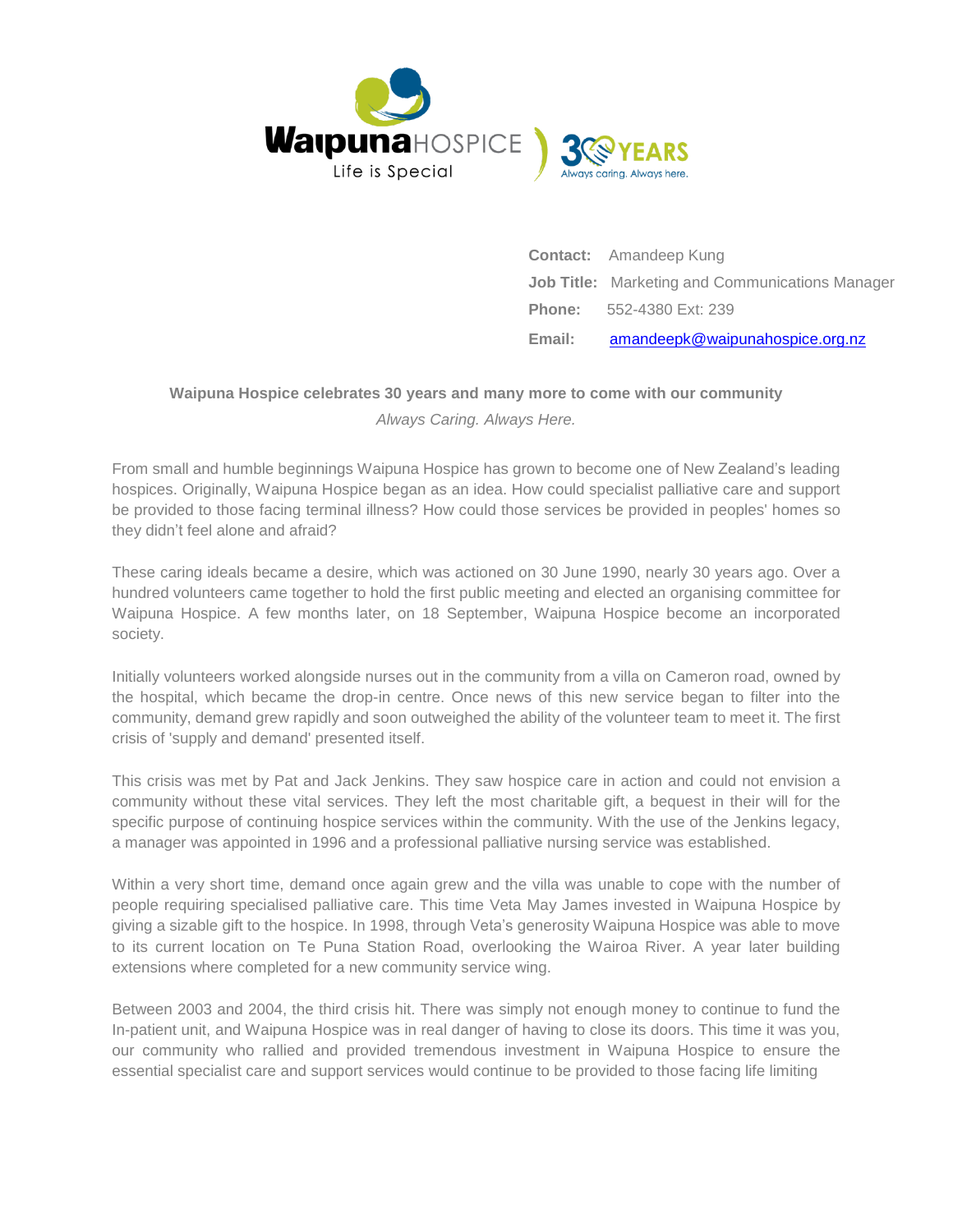**Contact:** Amandeep Kung

**Job Title:** Marketing and Communications Manager

**Phone:** 552-4380 Ext: 239

**Email:** amandeepk@waipunahospice.org.nz

**Waipuna Hospice celebrates 30 years and many more to come with our community**

*Always Caring. Always Here.*

From small and humble beginnings Waipuna Hospice has grown to become one of New Zealand's leading hospices. Originally, Waipuna Hospice began as an idea. How could specialist palliative care and support be provided to those facing terminal illness? How could those services be provided in peoples' homes so they didn't feel alone and afraid?

These caring ideals became a desire, which was actioned on 30 June 1990, nearly 30 years ago. Over a hundred volunteers came together to hold the first public meeting and elected an organising committee for Waipuna Hospice. A few months later, on 18 September, Waipuna Hospice become an incorporated society.

Initially volunteers worked alongside nurses out in the community from a villa on Cameron road, owned by the hospital, which became the drop-in centre. Once news of this new service began to filter into the community, demand grew rapidly and soon outweighed the ability of the volunteer team to meet it. The first crisis of 'supply and demand' presented itself.

This crisis was met by Pat and Jack Jenkins. They saw hospice care in action and could not envision a community without these vital services. They left the most charitable gift, a bequest in their will for the specific purpose of continuing hospice services within the community. With the use of the Jenkins legacy, a manager was appointed in 1996 and a professional palliative nursing service was established.

Within a very short time, demand once again grew and the villa was unable to cope with the number of people requiring specialised palliative care. This time Veta May James invested in Waipuna Hospice by giving a sizable gift to the hospice. In 1998, through Veta's generosity Waipuna Hospice was able to move to its current location on Te Puna Station Road, overlooking the Wairoa River. A year later building extensions where completed for a new community service wing.

Between 2003 and 2004, the third crisis hit. There was simply not enough money to continue to fund the In-patient unit, and Waipuna Hospice was in real danger of having to close its doors. This time it was you, our community who rallied and provided tremendous investment in Waipuna Hospice to ensure the essential specialist care and support services would continue to be provided to those facing life limiting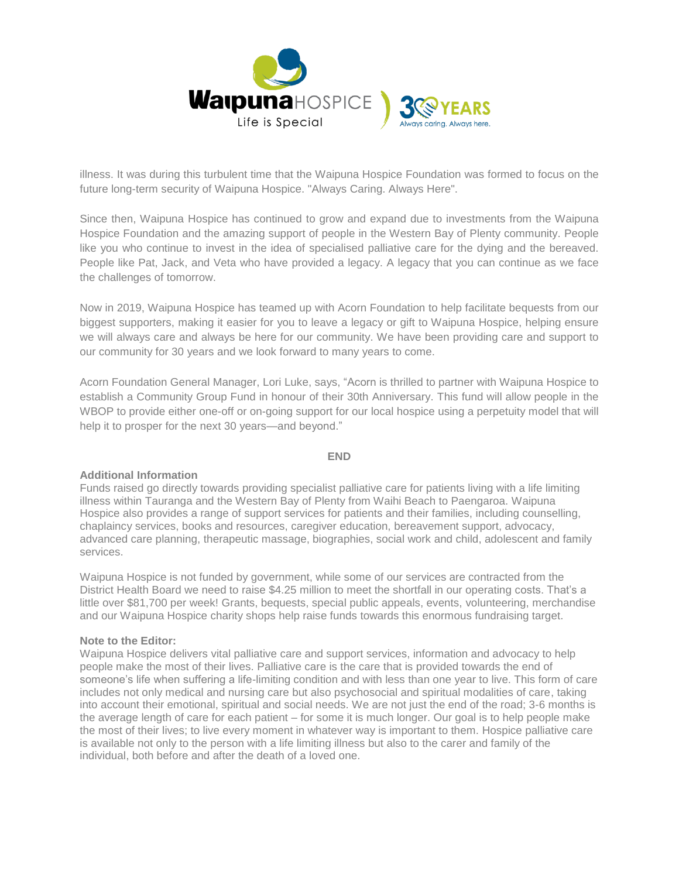illness. It was during this turbulent time that the Waipuna Hospice Foundation was formed to focus on the future long-term security of Waipuna Hospice. "Always Caring. Always Here".

Since then, Waipuna Hospice has continued to grow and expand due to investments from the Waipuna Hospice Foundation and the amazing support of people in the Western Bay of Plenty community. People like you who continue to invest in the idea of specialised palliative care for the dying and the bereaved. People like Pat, Jack, and Veta who have provided a legacy. A legacy that you can continue as we face the challenges of tomorrow.

Now in 2019, Waipuna Hospice has teamed up with Acorn Foundation to help facilitate bequests from our biggest supporters, making it easier for you to leave a legacy or gift to Waipuna Hospice, helping ensure we will always care and always be here for our community. We have been providing care and support to our community for 30 years and we look forward to many years to come.

Acorn Foundation General Manager, Lori Luke, says, "Acorn is thrilled to partner with Waipuna Hospice to establish a Community Group Fund in honour of their 30th Anniversary. This fund will allow people in the WBOP to provide either one-off or on-going support for our local hospice using a perpetuity model that will help it to prosper for the next 30 years—and beyond."

**END**

**Additional Information**

Funds raised go directly towards providing specialist palliative care for patients living with a life limiting illness within Tauranga and the Western Bay of Plenty from Waihi Beach to Paengaroa. Waipuna Hospice also provides a range of support services for patients and their families, including counselling, chaplaincy services, books and resources, caregiver education, bereavement support, advocacy, advanced care planning, therapeutic massage, biographies, social work and child, adolescent and family services.

Waipuna Hospice is not funded by government, while some of our services are contracted from the District Health Board we need to raise $4.25 million to meet the shortfall in our operating costs. That's a little over $81,700 per week! Grants, bequests, special public appeals, events, volunteering, merchandise and our Waipuna Hospice charity shops help raise funds towards this enormous fundraising target.

**Note to the Editor:**

Waipuna Hospice delivers vital palliative care and support services, information and advocacy to help people make the most of their lives. Palliative care is the care that is provided towards the end of someone's life when suffering a life-limiting condition and with less than one year to live. This form of care includes not only medical and nursing care but also psychosocial and spiritual modalities of care, taking into account their emotional, spiritual and social needs. We are not just the end of the road; 3-6 months is the average length of care for each patient – for some it is much longer. Our goal is to help people make the most of their lives; to live every moment in whatever way is important to them. Hospice palliative care is available not only to the person with a life limiting illness but also to the carer and family of the individual, both before and after the death of a loved one.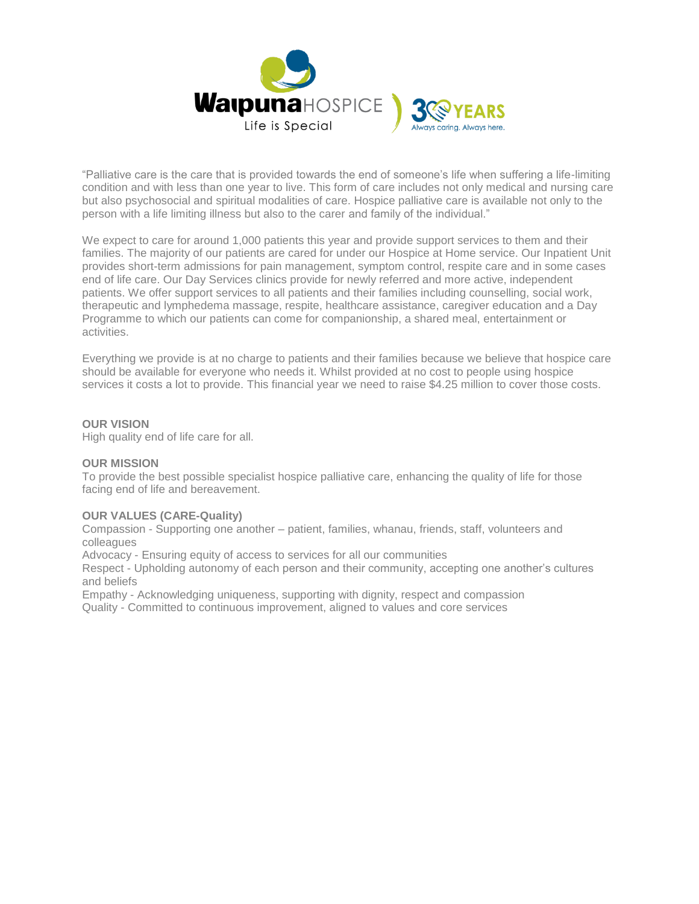“Palliative care is the care that is provided towards the end of someone’s life when suffering a life-limiting condition and with less than one year to live. This form of care includes not only medical and nursing care but also psychosocial and spiritual modalities of care. Hospice palliative care is available not only to the person with a life limiting illness but also to the carer and family of the individual.”

We expect to care for around 1,000 patients this year and provide support services to them and their families. The majority of our patients are cared for under our Hospice at Home service. Our Inpatient Unit provides short-term admissions for pain management, symptom control, respite care and in some cases end of life care. Our Day Services clinics provide for newly referred and more active, independent patients. We offer support services to all patients and their families including counselling, social work, therapeutic and lymphedema massage, respite, healthcare assistance, caregiver education and a Day Programme to which our patients can come for companionship, a shared meal, entertainment or activities.

Everything we provide is at no charge to patients and their families because we believe that hospice care should be available for everyone who needs it. Whilst provided at no cost to people using hospice services it costs a lot to provide. This financial year we need to raise $4.25 million to cover those costs.

**OUR VISION**
High quality end of life care for all.

**OUR MISSION**
To provide the best possible specialist hospice palliative care, enhancing the quality of life for those facing end of life and bereavement.

**OUR VALUES (CARE-Quality)**
Compassion - Supporting one another – patient, families, whanau, friends, staff, volunteers and colleagues
Advocacy - Ensuring equity of access to services for all our communities
Respect - Upholding autonomy of each person and their community, accepting one another’s cultures and beliefs
Empathy - Acknowledging uniqueness, supporting with dignity, respect and compassion
Quality - Committed to continuous improvement, aligned to values and core services